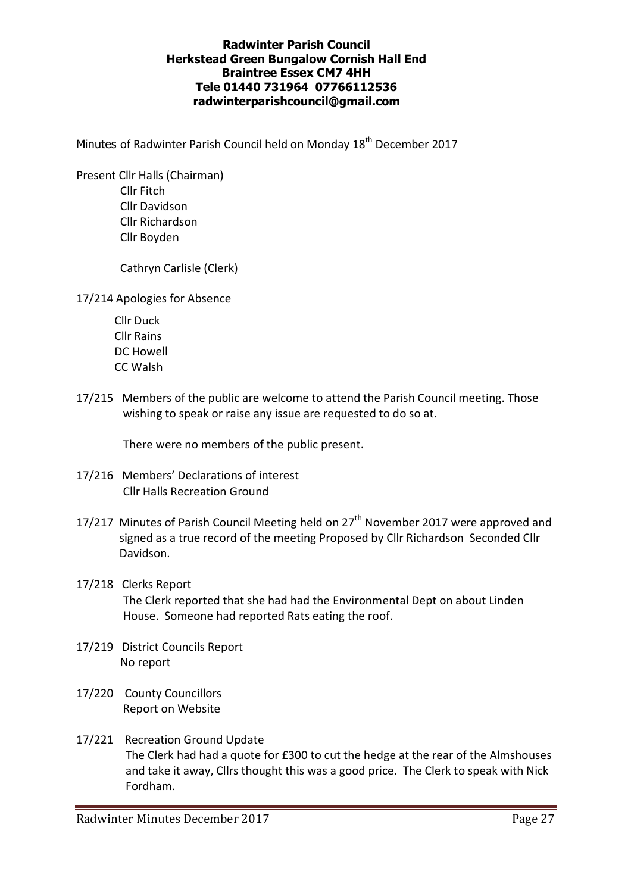**Radwinter Parish Council**
**Herkstead Green Bungalow Cornish Hall End**
**Braintree Essex CM7 4HH**
**Tele 01440 731964 07766112536**
**radwinterparishcouncil@gmail.com**

Minutes of Radwinter Parish Council held on Monday 18th December 2017

Present Cllr Halls (Chairman)
Cllr Fitch
Cllr Davidson
Cllr Richardson
Cllr Boyden

Cathryn Carlisle (Clerk)

17/214 Apologies for Absence

Cllr Duck
Cllr Rains
DC Howell
CC Walsh

17/215 Members of the public are welcome to attend the Parish Council meeting. Those wishing to speak or raise any issue are requested to do so at.

There were no members of the public present.

17/216 Members' Declarations of interest
Cllr Halls Recreation Ground

17/217 Minutes of Parish Council Meeting held on 27th November 2017 were approved and signed as a true record of the meeting Proposed by Cllr Richardson Seconded Cllr Davidson.

17/218 Clerks Report
The Clerk reported that she had had the Environmental Dept on about Linden House. Someone had reported Rats eating the roof.

17/219 District Councils Report
No report

17/220 County Councillors
Report on Website

17/221 Recreation Ground Update
The Clerk had had a quote for £300 to cut the hedge at the rear of the Almshouses and take it away, Cllrs thought this was a good price. The Clerk to speak with Nick Fordham.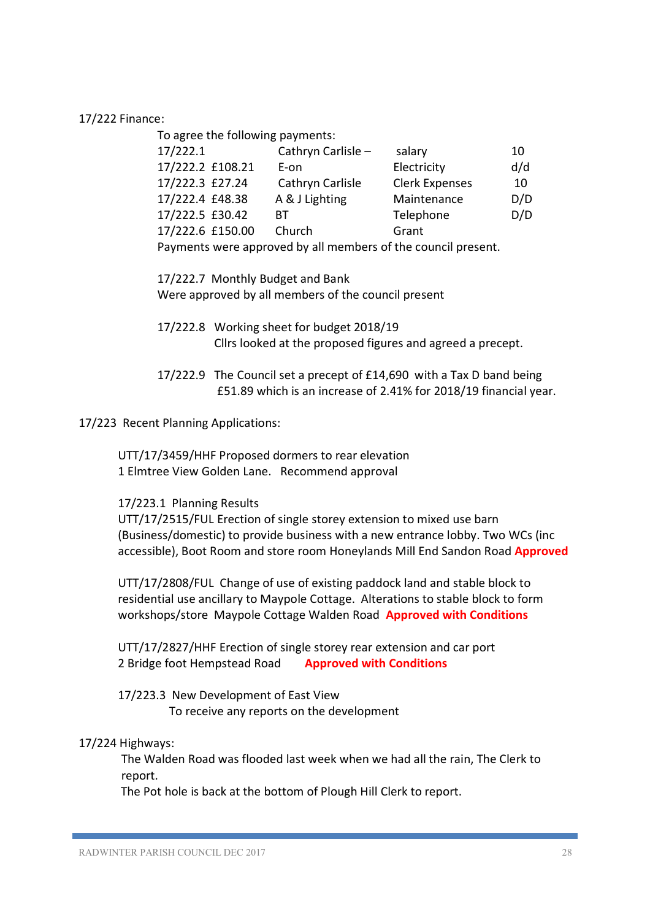17/222 Finance:

To agree the following payments:

| | | | | |
|---|---|---|---|---|
| 17/222.1 | | Cathryn Carlisle – | salary | 10 |
| 17/222.2 | £108.21 | E-on | Electricity | d/d |
| 17/222.3 | £27.24 | Cathryn Carlisle | Clerk Expenses | 10 |
| 17/222.4 | £48.38 | A & J Lighting | Maintenance | D/D |
| 17/222.5 | £30.42 | BT | Telephone | D/D |
| 17/222.6 | £150.00 | Church | Grant | |

Payments were approved by all members of the council present.

17/222.7 Monthly Budget and Bank
Were approved by all members of the council present

17/222.8 Working sheet for budget 2018/19
Cllrs looked at the proposed figures and agreed a precept.

17/222.9 The Council set a precept of £14,690 with a Tax D band being £51.89 which is an increase of 2.41% for 2018/19 financial year.

17/223 Recent Planning Applications:

UTT/17/3459/HHF Proposed dormers to rear elevation
1 Elmtree View Golden Lane. Recommend approval

17/223.1 Planning Results
UTT/17/2515/FUL Erection of single storey extension to mixed use barn (Business/domestic) to provide business with a new entrance lobby. Two WCs (inc accessible), Boot Room and store room Honeylands Mill End Sandon Road **Approved**

UTT/17/2808/FUL Change of use of existing paddock land and stable block to residential use ancillary to Maypole Cottage. Alterations to stable block to form workshops/store Maypole Cottage Walden Road **Approved with Conditions**

UTT/17/2827/HHF Erection of single storey rear extension and car port
2 Bridge foot Hempstead Road **Approved with Conditions**

17/223.3 New Development of East View
To receive any reports on the development

17/224 Highways:

The Walden Road was flooded last week when we had all the rain, The Clerk to report.

The Pot hole is back at the bottom of Plough Hill Clerk to report.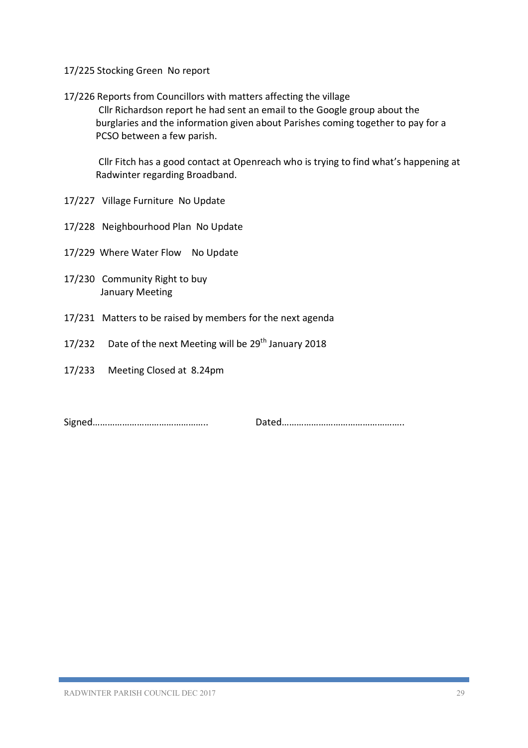17/225 Stocking Green No report

17/226 Reports from Councillors with matters affecting the village

Cllr Richardson report he had sent an email to the Google group about the burglaries and the information given about Parishes coming together to pay for a PCSO between a few parish.

Cllr Fitch has a good contact at Openreach who is trying to find what's happening at Radwinter regarding Broadband.

17/227 Village Furniture No Update

17/228 Neighbourhood Plan No Update

17/229 Where Water Flow No Update

17/230 Community Right to buy
January Meeting

17/231 Matters to be raised by members for the next agenda

17/232 Date of the next Meeting will be 29th January 2018

17/233 Meeting Closed at 8.24pm

Signed……………………………………….. Dated………………………………………….